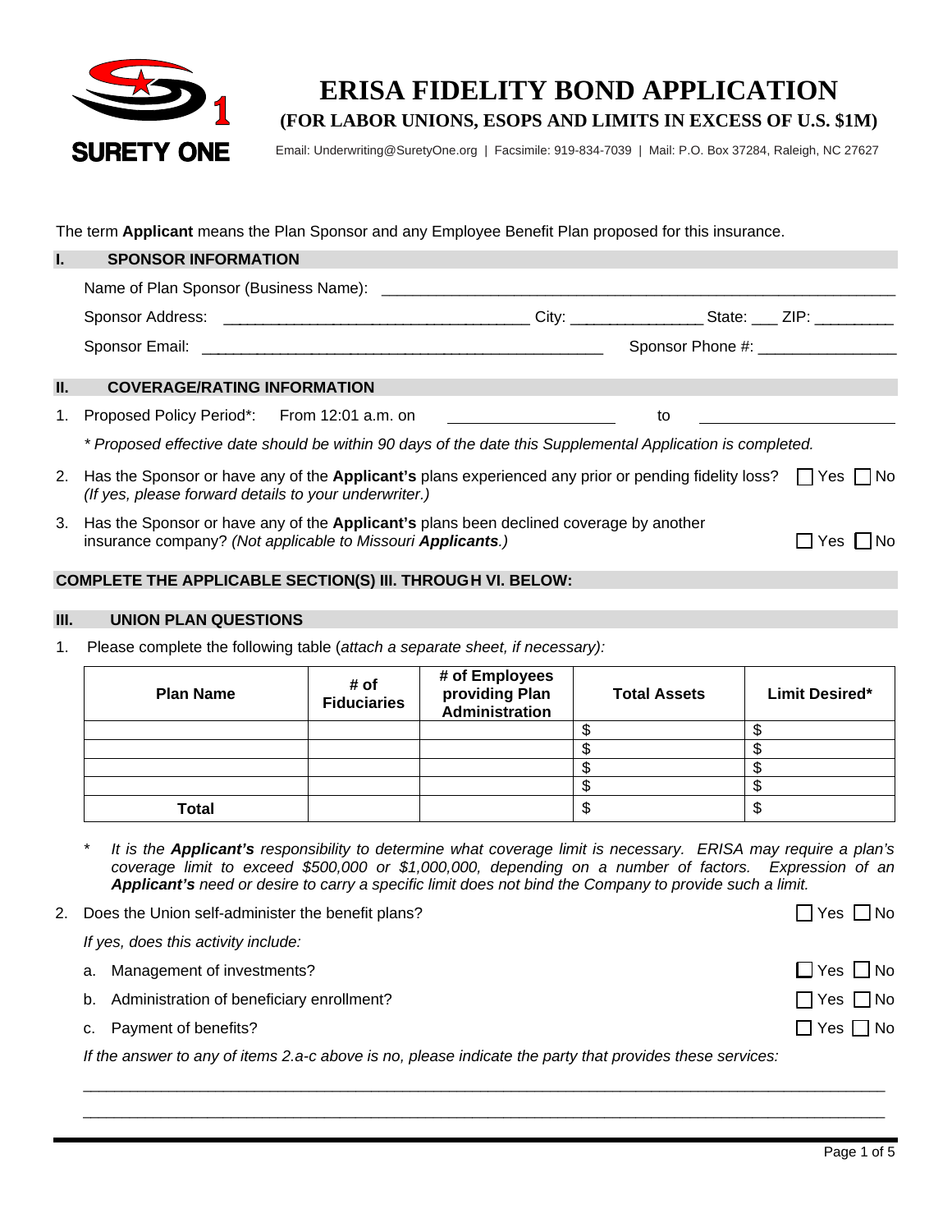SURETY ONE

# ERISA FIDELITY BOND APPLICATION

## (FOR LABOR UNIONS, ESOPS AND LIMITS IN EXCESS OF U.S. $1M)

Email: Underwriting@SuretyOne.org | Facsimile: 919-834-7039 | Mail: P.O. Box 37284, Raleigh, NC 27627

The term **Applicant** means the Plan Sponsor and any Employee Benefit Plan proposed for this insurance.

## I. SPONSOR INFORMATION

Name of Plan Sponsor (Business Name): ____________________________________________

Sponsor Address: ____________________________________ City: _______________ State: ___ ZIP: _________

Sponsor Email: ______________________________________________ Sponsor Phone #: ________________

## II. COVERAGE/RATING INFORMATION

1. Proposed Policy Period*: From 12:01 a.m. on ____________________ to ______________________

   *\* Proposed effective date should be within 90 days of the date this Supplemental Application is completed.*

2. Has the Sponsor or have any of the **Applicant's** plans experienced any prior or pending fidelity loss? *(If yes, please forward details to your underwriter.)* ☐ Yes ☐ No

3. Has the Sponsor or have any of the **Applicant's** plans been declined coverage by another insurance company? *(Not applicable to Missouri **Applicants**.)* ☐ Yes ☐ No

## COMPLETE THE APPLICABLE SECTION(S) III. THROUGH VI. BELOW:

## III. UNION PLAN QUESTIONS

1. Please complete the following table (*attach a separate sheet, if necessary)*:

| Plan Name | # of Fiduciaries | # of Employees providing Plan Administration | Total Assets | Limit Desired* |
|---|---|---|---|---|
| | | | $ | $ |
| | | | $ | $ |
| | | | $ | $ |
| | | | $ | $ |
| **Total** | | | $ | $ |

\* *It is the **Applicant's** responsibility to determine what coverage limit is necessary. ERISA may require a plan's coverage limit to exceed $500,000 or $1,000,000, depending on a number of factors. Expression of an **Applicant's** need or desire to carry a specific limit does not bind the Company to provide such a limit.*

2. Does the Union self-administer the benefit plans? ☐ Yes ☐ No

   *If yes, does this activity include:*

   a. Management of investments? ☐ Yes ☐ No

   b. Administration of beneficiary enrollment? ☐ Yes ☐ No

   c. Payment of benefits? ☐ Yes ☐ No

   *If the answer to any of items 2.a-c above is no, please indicate the party that provides these services:*

   ______________________________________________________________________________

   ______________________________________________________________________________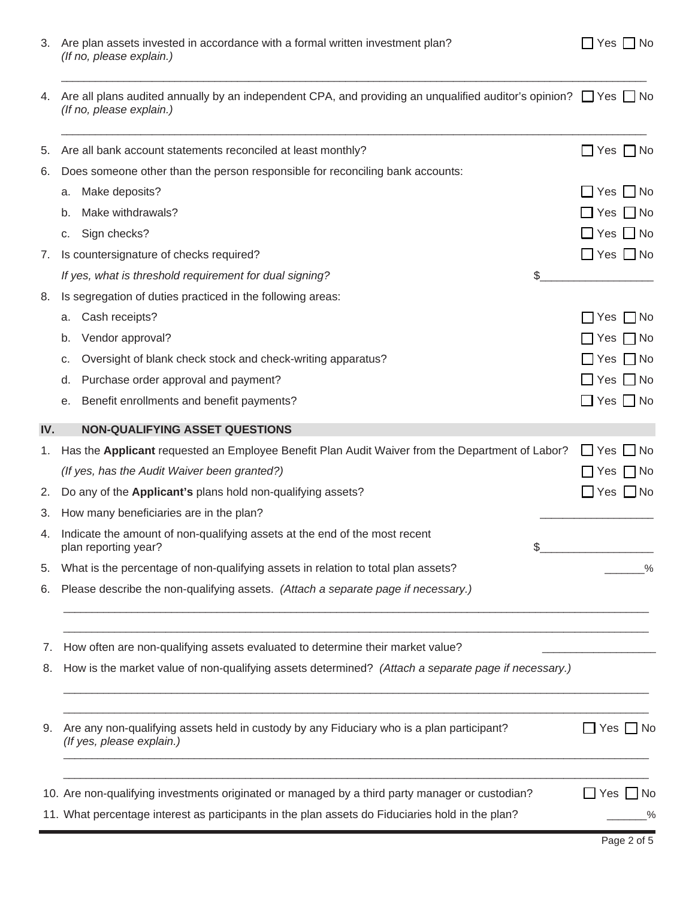3. Are plan assets invested in accordance with a formal written investment plan? ☐ Yes ☐ No
   *(If no, please explain.)*

   ______________________________________________________________________________

4. Are all plans audited annually by an independent CPA, and providing an unqualified auditor's opinion? ☐ Yes ☐ No
   *(If no, please explain.)*

   ______________________________________________________________________________

5. Are all bank account statements reconciled at least monthly? ☐ Yes ☐ No

6. Does someone other than the person responsible for reconciling bank accounts:
   a. Make deposits? ☐ Yes ☐ No
   b. Make withdrawals? ☐ Yes ☐ No
   c. Sign checks? ☐ Yes ☐ No

7. Is countersignature of checks required? ☐ Yes ☐ No
   *If yes, what is threshold requirement for dual signing?* $__________________

8. Is segregation of duties practiced in the following areas:
   a. Cash receipts? ☐ Yes ☐ No
   b. Vendor approval? ☐ Yes ☐ No
   c. Oversight of blank check stock and check-writing apparatus? ☐ Yes ☐ No
   d. Purchase order approval and payment? ☐ Yes ☐ No
   e. Benefit enrollments and benefit payments? ☐ Yes ☐ No

## IV. NON-QUALIFYING ASSET QUESTIONS

1. Has the **Applicant** requested an Employee Benefit Plan Audit Waiver from the Department of Labor? ☐ Yes ☐ No
   *(If yes, has the Audit Waiver been granted?)* ☐ Yes ☐ No

2. Do any of the **Applicant's** plans hold non-qualifying assets? ☐ Yes ☐ No

3. How many beneficiaries are in the plan? __________________

4. Indicate the amount of non-qualifying assets at the end of the most recent plan reporting year? $__________________

5. What is the percentage of non-qualifying assets in relation to total plan assets? _______%

6. Please describe the non-qualifying assets. *(Attach a separate page if necessary.)*

   ______________________________________________________________________________

   ______________________________________________________________________________

7. How often are non-qualifying assets evaluated to determine their market value? __________________

8. How is the market value of non-qualifying assets determined? *(Attach a separate page if necessary.)*

   ______________________________________________________________________________

   ______________________________________________________________________________

9. Are any non-qualifying assets held in custody by any Fiduciary who is a plan participant? ☐ Yes ☐ No
   *(If yes, please explain.)*

   ______________________________________________________________________________

   ______________________________________________________________________________

10. Are non-qualifying investments originated or managed by a third party manager or custodian? ☐ Yes ☐ No

11. What percentage interest as participants in the plan assets do Fiduciaries hold in the plan? _______%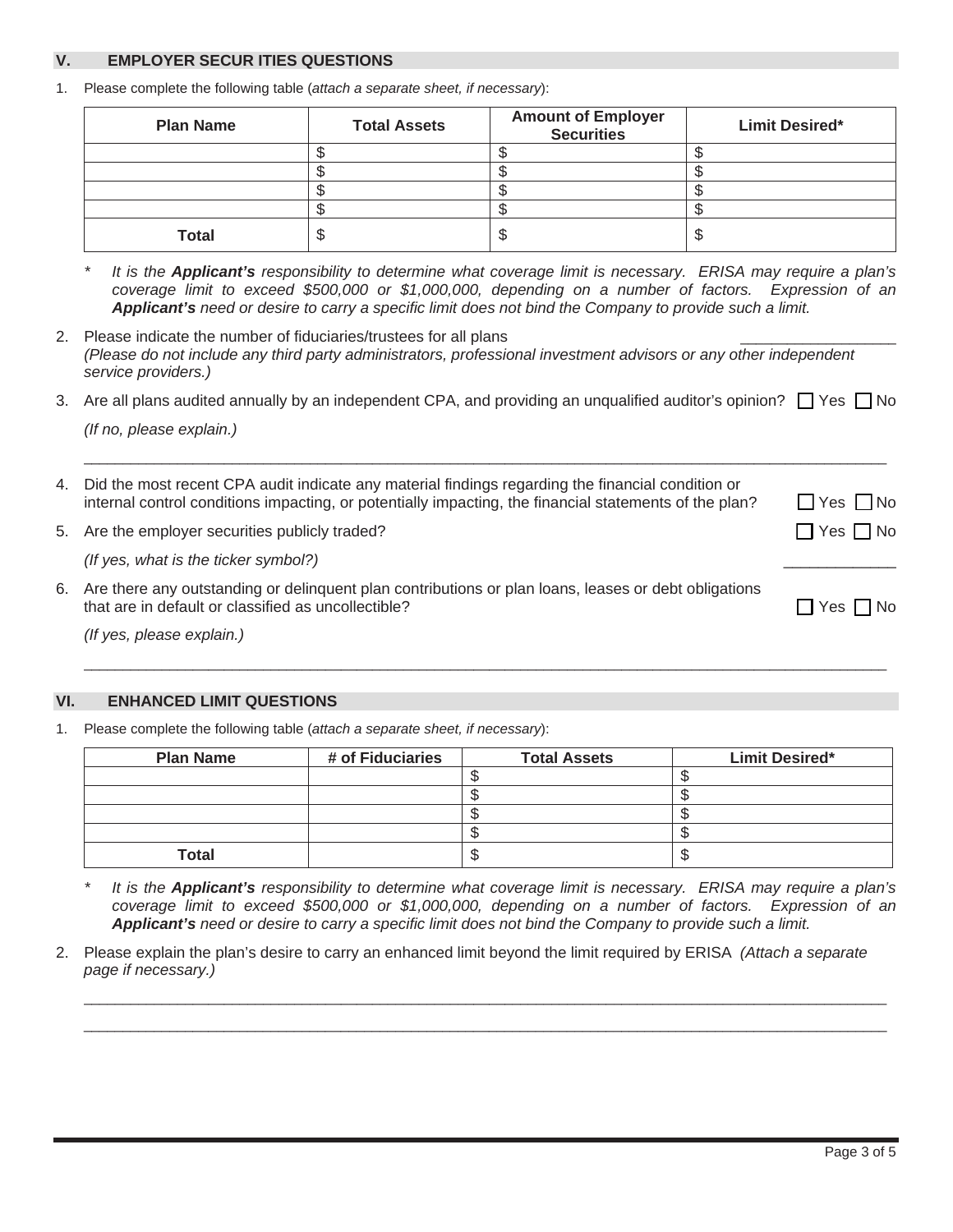## V. EMPLOYER SECUR ITIES QUESTIONS

1. Please complete the following table (*attach a separate sheet, if necessary*):

| Plan Name | Total Assets | Amount of Employer Securities | Limit Desired* |
|---|---|---|---|
| | $ | $ | $ |
| | $ | $ | $ |
| | $ | $ | $ |
| | $ | $ | $ |
| **Total** | $ | $ | $ |

\* *It is the **Applicant's** responsibility to determine what coverage limit is necessary. ERISA may require a plan's coverage limit to exceed $500,000 or $1,000,000, depending on a number of factors. Expression of an **Applicant's** need or desire to carry a specific limit does not bind the Company to provide such a limit.*

2. Please indicate the number of fiduciaries/trustees for all plans \_\_\_\_\_\_\_\_\_\_\_\_\_\_\_\_\_\_
   *(Please do not include any third party administrators, professional investment advisors or any other independent service providers.)*

3. Are all plans audited annually by an independent CPA, and providing an unqualified auditor's opinion? ☐ Yes ☐ No
   *(If no, please explain.)*
   \_\_\_\_\_\_\_\_\_\_\_\_\_\_\_\_\_\_\_\_\_\_\_\_\_\_\_\_\_\_\_\_\_\_\_\_\_\_\_\_\_\_\_\_\_\_\_\_\_\_\_\_\_\_\_\_\_\_\_\_\_\_\_\_\_\_\_\_\_\_\_\_\_\_\_\_\_\_

4. Did the most recent CPA audit indicate any material findings regarding the financial condition or internal control conditions impacting, or potentially impacting, the financial statements of the plan? ☐ Yes ☐ No

5. Are the employer securities publicly traded? ☐ Yes ☐ No
   *(If yes, what is the ticker symbol?)* \_\_\_\_\_\_\_\_\_\_\_\_\_

6. Are there any outstanding or delinquent plan contributions or plan loans, leases or debt obligations that are in default or classified as uncollectible? ☐ Yes ☐ No
   *(If yes, please explain.)*
   \_\_\_\_\_\_\_\_\_\_\_\_\_\_\_\_\_\_\_\_\_\_\_\_\_\_\_\_\_\_\_\_\_\_\_\_\_\_\_\_\_\_\_\_\_\_\_\_\_\_\_\_\_\_\_\_\_\_\_\_\_\_\_\_\_\_\_\_\_\_\_\_\_\_\_\_\_\_

## VI. ENHANCED LIMIT QUESTIONS

1. Please complete the following table (*attach a separate sheet, if necessary*):

| Plan Name | # of Fiduciaries | Total Assets | Limit Desired* |
|---|---|---|---|
| | | $ | $ |
| | | $ | $ |
| | | $ | $ |
| | | $ | $ |
| **Total** | | $ | $ |

\* *It is the **Applicant's** responsibility to determine what coverage limit is necessary. ERISA may require a plan's coverage limit to exceed $500,000 or $1,000,000, depending on a number of factors. Expression of an **Applicant's** need or desire to carry a specific limit does not bind the Company to provide such a limit.*

2. Please explain the plan's desire to carry an enhanced limit beyond the limit required by ERISA *(Attach a separate page if necessary.)*
   \_\_\_\_\_\_\_\_\_\_\_\_\_\_\_\_\_\_\_\_\_\_\_\_\_\_\_\_\_\_\_\_\_\_\_\_\_\_\_\_\_\_\_\_\_\_\_\_\_\_\_\_\_\_\_\_\_\_\_\_\_\_\_\_\_\_\_\_\_\_\_\_\_\_\_\_\_\_
   \_\_\_\_\_\_\_\_\_\_\_\_\_\_\_\_\_\_\_\_\_\_\_\_\_\_\_\_\_\_\_\_\_\_\_\_\_\_\_\_\_\_\_\_\_\_\_\_\_\_\_\_\_\_\_\_\_\_\_\_\_\_\_\_\_\_\_\_\_\_\_\_\_\_\_\_\_\_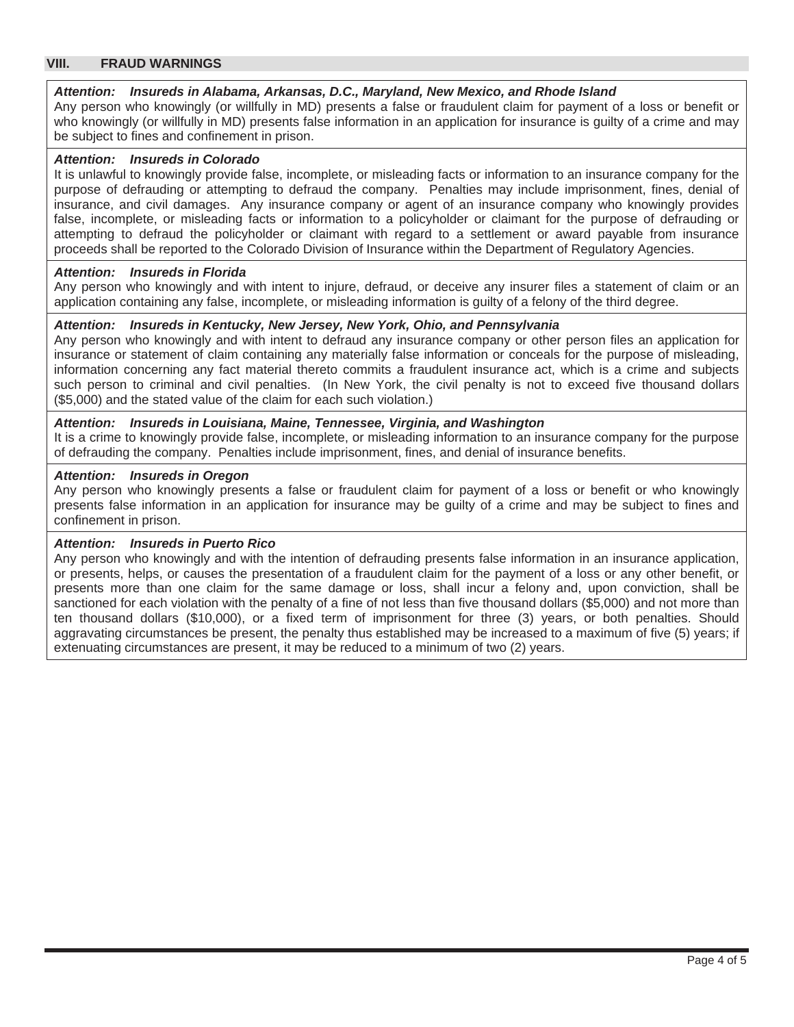## VIII. FRAUD WARNINGS

***Attention: Insureds in Alabama, Arkansas, D.C., Maryland, New Mexico, and Rhode Island***

Any person who knowingly (or willfully in MD) presents a false or fraudulent claim for payment of a loss or benefit or who knowingly (or willfully in MD) presents false information in an application for insurance is guilty of a crime and may be subject to fines and confinement in prison.

***Attention: Insureds in Colorado***

It is unlawful to knowingly provide false, incomplete, or misleading facts or information to an insurance company for the purpose of defrauding or attempting to defraud the company. Penalties may include imprisonment, fines, denial of insurance, and civil damages. Any insurance company or agent of an insurance company who knowingly provides false, incomplete, or misleading facts or information to a policyholder or claimant for the purpose of defrauding or attempting to defraud the policyholder or claimant with regard to a settlement or award payable from insurance proceeds shall be reported to the Colorado Division of Insurance within the Department of Regulatory Agencies.

***Attention: Insureds in Florida***

Any person who knowingly and with intent to injure, defraud, or deceive any insurer files a statement of claim or an application containing any false, incomplete, or misleading information is guilty of a felony of the third degree.

***Attention: Insureds in Kentucky, New Jersey, New York, Ohio, and Pennsylvania***

Any person who knowingly and with intent to defraud any insurance company or other person files an application for insurance or statement of claim containing any materially false information or conceals for the purpose of misleading, information concerning any fact material thereto commits a fraudulent insurance act, which is a crime and subjects such person to criminal and civil penalties. (In New York, the civil penalty is not to exceed five thousand dollars ($5,000) and the stated value of the claim for each such violation.)

***Attention: Insureds in Louisiana, Maine, Tennessee, Virginia, and Washington***

It is a crime to knowingly provide false, incomplete, or misleading information to an insurance company for the purpose of defrauding the company. Penalties include imprisonment, fines, and denial of insurance benefits.

***Attention: Insureds in Oregon***

Any person who knowingly presents a false or fraudulent claim for payment of a loss or benefit or who knowingly presents false information in an application for insurance may be guilty of a crime and may be subject to fines and confinement in prison.

***Attention: Insureds in Puerto Rico***

Any person who knowingly and with the intention of defrauding presents false information in an insurance application, or presents, helps, or causes the presentation of a fraudulent claim for the payment of a loss or any other benefit, or presents more than one claim for the same damage or loss, shall incur a felony and, upon conviction, shall be sanctioned for each violation with the penalty of a fine of not less than five thousand dollars ($5,000) and not more than ten thousand dollars ($10,000), or a fixed term of imprisonment for three (3) years, or both penalties. Should aggravating circumstances be present, the penalty thus established may be increased to a maximum of five (5) years; if extenuating circumstances are present, it may be reduced to a minimum of two (2) years.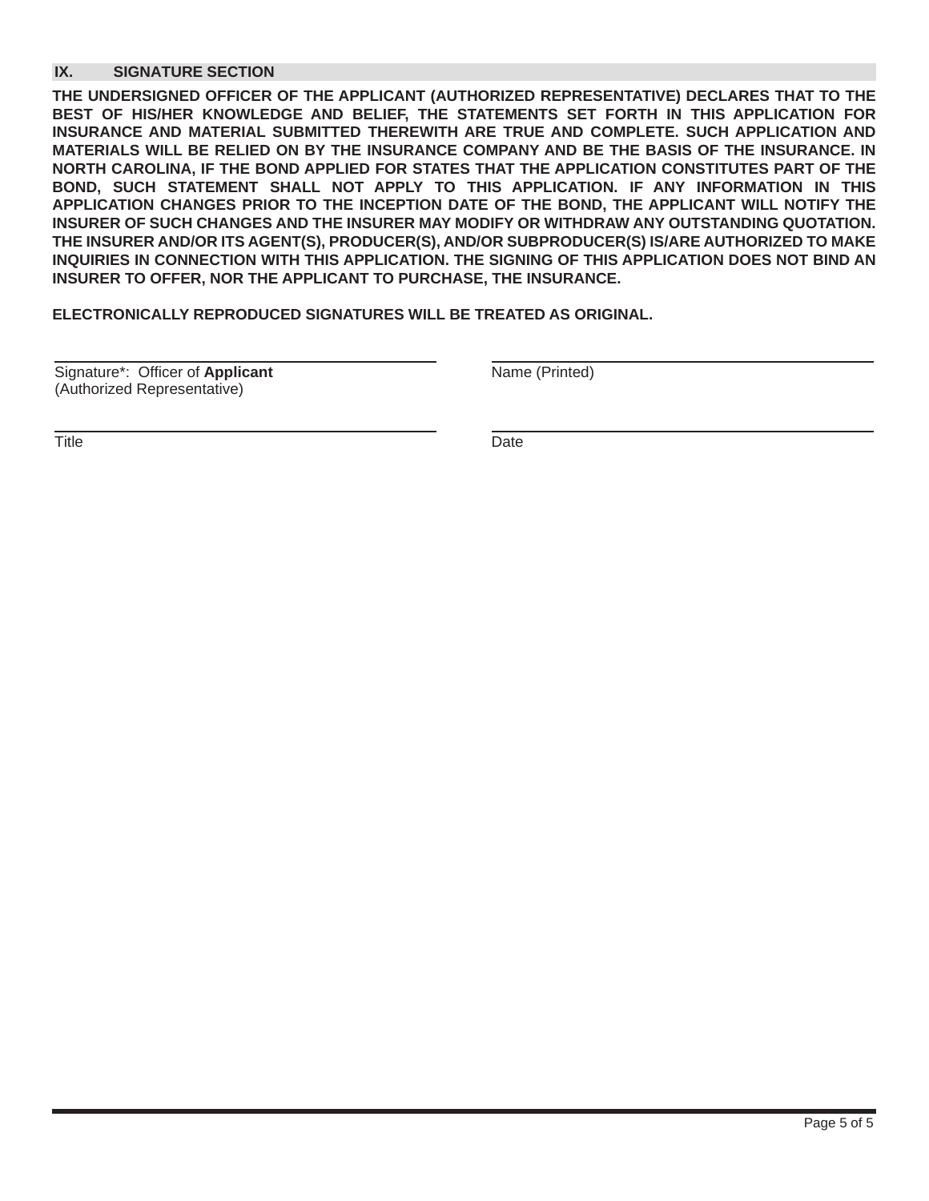## IX. SIGNATURE SECTION

**THE UNDERSIGNED OFFICER OF THE APPLICANT (AUTHORIZED REPRESENTATIVE) DECLARES THAT TO THE BEST OF HIS/HER KNOWLEDGE AND BELIEF, THE STATEMENTS SET FORTH IN THIS APPLICATION FOR INSURANCE AND MATERIAL SUBMITTED THEREWITH ARE TRUE AND COMPLETE. SUCH APPLICATION AND MATERIALS WILL BE RELIED ON BY THE INSURANCE COMPANY AND BE THE BASIS OF THE INSURANCE. IN NORTH CAROLINA, IF THE BOND APPLIED FOR STATES THAT THE APPLICATION CONSTITUTES PART OF THE BOND, SUCH STATEMENT SHALL NOT APPLY TO THIS APPLICATION. IF ANY INFORMATION IN THIS APPLICATION CHANGES PRIOR TO THE INCEPTION DATE OF THE BOND, THE APPLICANT WILL NOTIFY THE INSURER OF SUCH CHANGES AND THE INSURER MAY MODIFY OR WITHDRAW ANY OUTSTANDING QUOTATION. THE INSURER AND/OR ITS AGENT(S), PRODUCER(S), AND/OR SUBPRODUCER(S) IS/ARE AUTHORIZED TO MAKE INQUIRIES IN CONNECTION WITH THIS APPLICATION. THE SIGNING OF THIS APPLICATION DOES NOT BIND AN INSURER TO OFFER, NOR THE APPLICANT TO PURCHASE, THE INSURANCE.**

**ELECTRONICALLY REPRODUCED SIGNATURES WILL BE TREATED AS ORIGINAL.**

| | |
|---|---|
| ______________________________ | ______________________________ |
| Signature*: Officer of **Applicant** (Authorized Representative) | Name (Printed) |
| ______________________________ | ______________________________ |
| Title | Date |